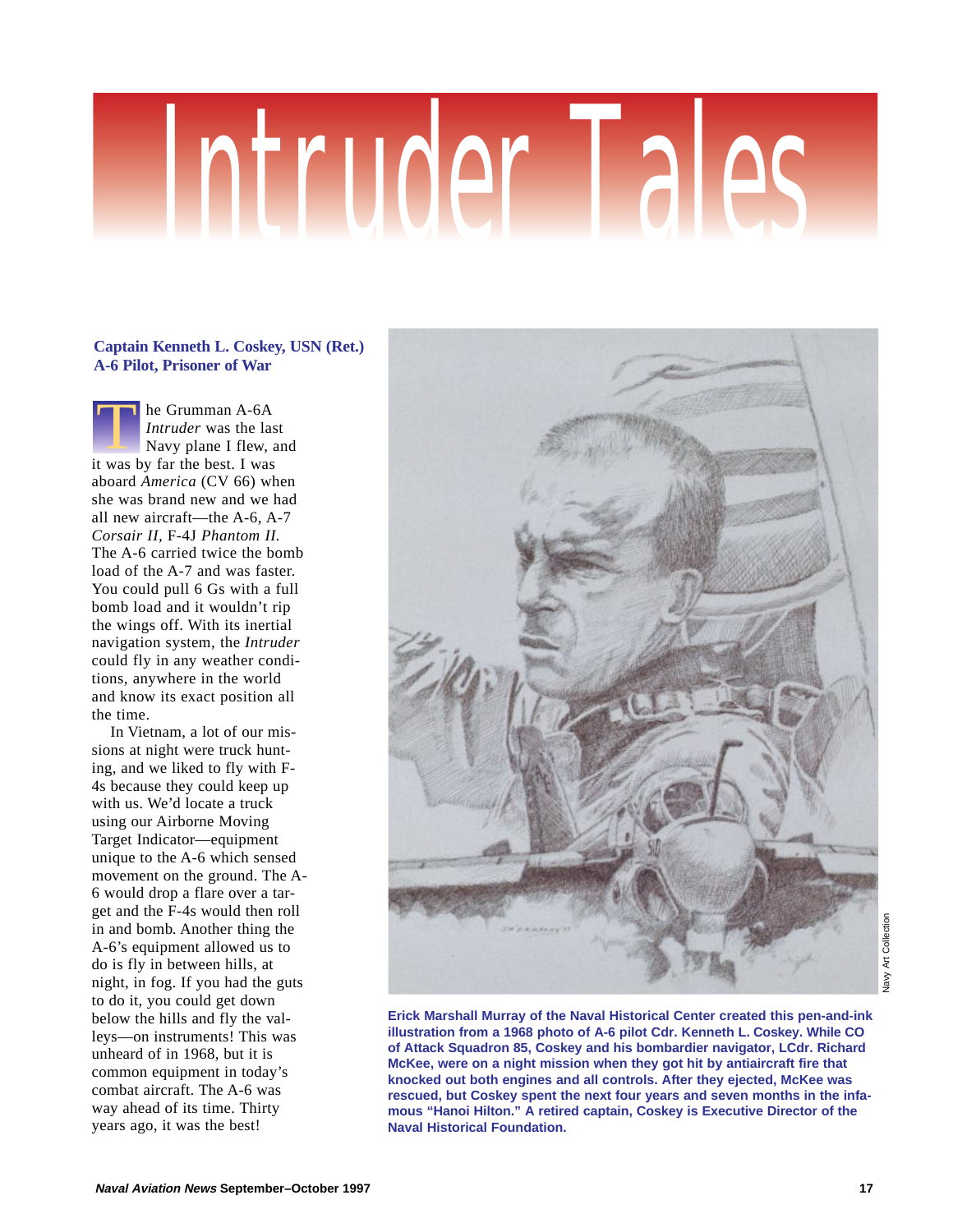# Intruder Tales

**Captain Kenneth L. Coskey, USN (Ret.)**
**A-6 Pilot, Prisoner of War**

The Grumman A-6A *Intruder* was the last Navy plane I flew, and it was by far the best. I was aboard *America* (CV 66) when she was brand new and we had all new aircraft—the A-6, A-7 *Corsair II*, F-4J *Phantom II*. The A-6 carried twice the bomb load of the A-7 and was faster. You could pull 6 Gs with a full bomb load and it wouldn't rip the wings off. With its inertial navigation system, the *Intruder* could fly in any weather conditions, anywhere in the world and know its exact position all the time.

In Vietnam, a lot of our missions at night were truck hunting, and we liked to fly with F-4s because they could keep up with us. We'd locate a truck using our Airborne Moving Target Indicator—equipment unique to the A-6 which sensed movement on the ground. The A-6 would drop a flare over a target and the F-4s would then roll in and bomb. Another thing the A-6's equipment allowed us to do is fly in between hills, at night, in fog. If you had the guts to do it, you could get down below the hills and fly the valleys—on instruments! This was unheard of in 1968, but it is common equipment in today's combat aircraft. The A-6 was way ahead of its time. Thirty years ago, it was the best!

Navy Art Collection

**Erick Marshall Murray of the Naval Historical Center created this pen-and-ink illustration from a 1968 photo of A-6 pilot Cdr. Kenneth L. Coskey. While CO of Attack Squadron 85, Coskey and his bombardier navigator, LCdr. Richard McKee, were on a night mission when they got hit by antiaircraft fire that knocked out both engines and all controls. After they ejected, McKee was rescued, but Coskey spent the next four years and seven months in the infamous "Hanoi Hilton." A retired captain, Coskey is Executive Director of the Naval Historical Foundation.**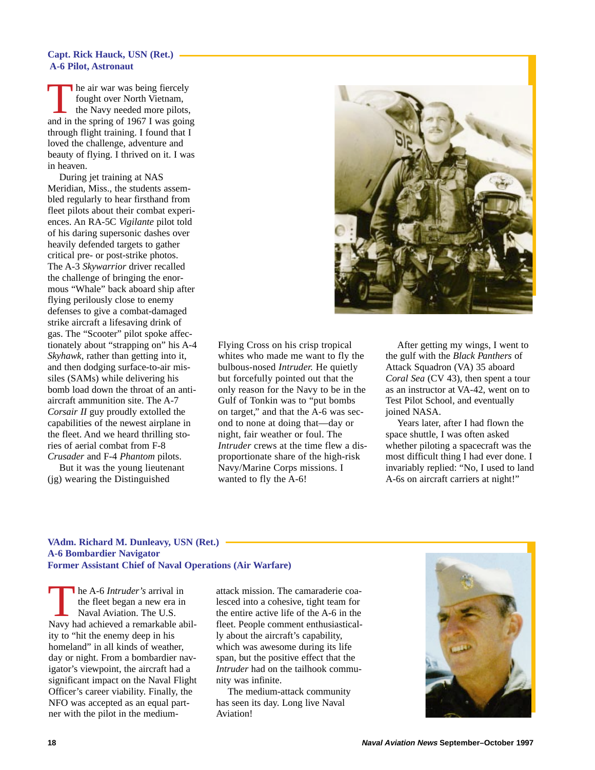**Capt. Rick Hauck, USN (Ret.)**
**A-6 Pilot, Astronaut**

The air war was being fiercely fought over North Vietnam, the Navy needed more pilots, and in the spring of 1967 I was going through flight training. I found that I loved the challenge, adventure and beauty of flying. I thrived on it. I was in heaven.

During jet training at NAS Meridian, Miss., the students assembled regularly to hear firsthand from fleet pilots about their combat experiences. An RA-5C *Vigilante* pilot told of his daring supersonic dashes over heavily defended targets to gather critical pre- or post-strike photos. The A-3 *Skywarrior* driver recalled the challenge of bringing the enormous "Whale" back aboard ship after flying perilously close to enemy defenses to give a combat-damaged strike aircraft a lifesaving drink of gas. The "Scooter" pilot spoke affectionately about "strapping on" his A-4 *Skyhawk,* rather than getting into it, and then dodging surface-to-air missiles (SAMs) while delivering his bomb load down the throat of an antiaircraft ammunition site. The A-7 *Corsair II* guy proudly extolled the capabilities of the newest airplane in the fleet. And we heard thrilling stories of aerial combat from F-8 *Crusader* and F-4 *Phantom* pilots.

But it was the young lieutenant (jg) wearing the Distinguished Flying Cross on his crisp tropical whites who made me want to fly the bulbous-nosed *Intruder.* He quietly but forcefully pointed out that the only reason for the Navy to be in the Gulf of Tonkin was to "put bombs on target," and that the A-6 was second to none at doing that—day or night, fair weather or foul. The *Intruder* crews at the time flew a disproportionate share of the high-risk Navy/Marine Corps missions. I wanted to fly the A-6!

After getting my wings, I went to the gulf with the *Black Panthers* of Attack Squadron (VA) 35 aboard *Coral Sea* (CV 43), then spent a tour as an instructor at VA-42, went on to Test Pilot School, and eventually joined NASA.

Years later, after I had flown the space shuttle, I was often asked whether piloting a spacecraft was the most difficult thing I had ever done. I invariably replied: "No, I used to land A-6s on aircraft carriers at night!"

**VAdm. Richard M. Dunleavy, USN (Ret.)**
**A-6 Bombardier Navigator**
**Former Assistant Chief of Naval Operations (Air Warfare)**

The A-6 *Intruder's* arrival in the fleet began a new era in Naval Aviation. The U.S. Navy had achieved a remarkable ability to "hit the enemy deep in his homeland" in all kinds of weather, day or night. From a bombardier navigator's viewpoint, the aircraft had a significant impact on the Naval Flight Officer's career viability. Finally, the NFO was accepted as an equal partner with the pilot in the medium-attack mission. The camaraderie coalesced into a cohesive, tight team for the entire active life of the A-6 in the fleet. People comment enthusiastically about the aircraft's capability, which was awesome during its life span, but the positive effect that the *Intruder* had on the tailhook community was infinite.

The medium-attack community has seen its day. Long live Naval Aviation!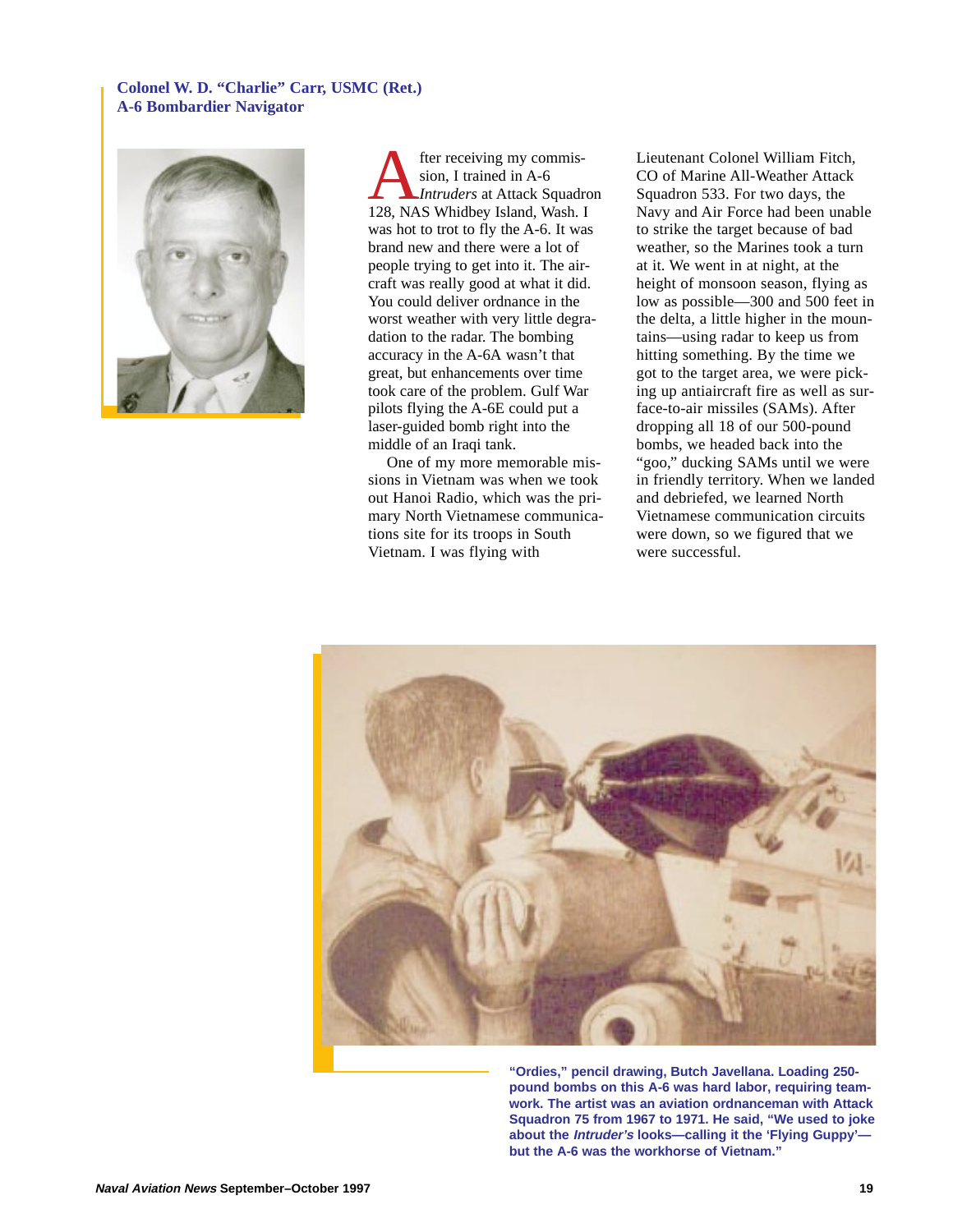**Colonel W. D. "Charlie" Carr, USMC (Ret.)**
**A-6 Bombardier Navigator**

After receiving my commission, I trained in A-6 *Intruders* at Attack Squadron 128, NAS Whidbey Island, Wash. I was hot to trot to fly the A-6. It was brand new and there were a lot of people trying to get into it. The aircraft was really good at what it did. You could deliver ordnance in the worst weather with very little degradation to the radar. The bombing accuracy in the A-6A wasn't that great, but enhancements over time took care of the problem. Gulf War pilots flying the A-6E could put a laser-guided bomb right into the middle of an Iraqi tank.

One of my more memorable missions in Vietnam was when we took out Hanoi Radio, which was the primary North Vietnamese communications site for its troops in South Vietnam. I was flying with Lieutenant Colonel William Fitch, CO of Marine All-Weather Attack Squadron 533. For two days, the Navy and Air Force had been unable to strike the target because of bad weather, so the Marines took a turn at it. We went in at night, at the height of monsoon season, flying as low as possible—300 and 500 feet in the delta, a little higher in the mountains—using radar to keep us from hitting something. By the time we got to the target area, we were picking up antiaircraft fire as well as surface-to-air missiles (SAMs). After dropping all 18 of our 500-pound bombs, we headed back into the "goo," ducking SAMs until we were in friendly territory. When we landed and debriefed, we learned North Vietnamese communication circuits were down, so we figured that we were successful.

**"Ordies," pencil drawing, Butch Javellana. Loading 250-pound bombs on this A-6 was hard labor, requiring teamwork. The artist was an aviation ordnanceman with Attack Squadron 75 from 1967 to 1971. He said, "We used to joke about the *Intruder's* looks—calling it the 'Flying Guppy'—but the A-6 was the workhorse of Vietnam."**